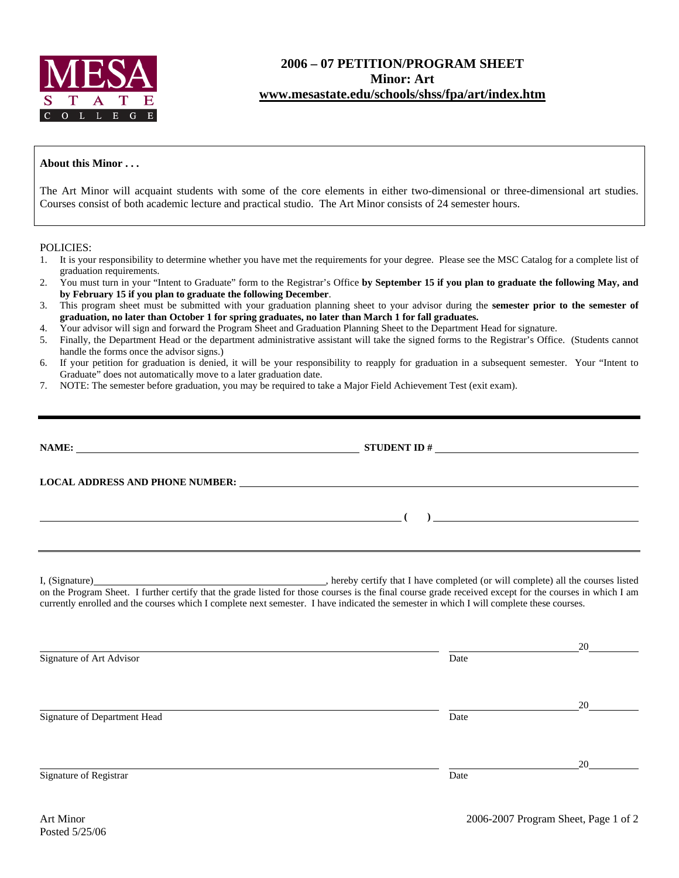MESA STATE COLLEGE

# 2006 – 07 PETITION/PROGRAM SHEET
## Minor: Art
**www.mesastate.edu/schools/shss/fpa/art/index.htm**

**About this Minor . . .**

The Art Minor will acquaint students with some of the core elements in either two-dimensional or three-dimensional art studies. Courses consist of both academic lecture and practical studio. The Art Minor consists of 24 semester hours.

POLICIES:

1. It is your responsibility to determine whether you have met the requirements for your degree. Please see the MSC Catalog for a complete list of graduation requirements.
2. You must turn in your "Intent to Graduate" form to the Registrar's Office **by September 15 if you plan to graduate the following May, and by February 15 if you plan to graduate the following December**.
3. This program sheet must be submitted with your graduation planning sheet to your advisor during the **semester prior to the semester of graduation, no later than October 1 for spring graduates, no later than March 1 for fall graduates.**
4. Your advisor will sign and forward the Program Sheet and Graduation Planning Sheet to the Department Head for signature.
5. Finally, the Department Head or the department administrative assistant will take the signed forms to the Registrar's Office. (Students cannot handle the forms once the advisor signs.)
6. If your petition for graduation is denied, it will be your responsibility to reapply for graduation in a subsequent semester. Your "Intent to Graduate" does not automatically move to a later graduation date.
7. NOTE: The semester before graduation, you may be required to take a Major Field Achievement Test (exit exam).

---

**NAME:** ______________________________ **STUDENT ID #** ______________________________

**LOCAL ADDRESS AND PHONE NUMBER:** ______________________________

______________________________ **( )** ______________________________

---

I, (Signature)______________________________, hereby certify that I have completed (or will complete) all the courses listed on the Program Sheet. I further certify that the grade listed for those courses is the final course grade received except for the courses in which I am currently enrolled and the courses which I complete next semester. I have indicated the semester in which I will complete these courses.

______________________________ ______________20______
Signature of Art Advisor Date

______________________________ ______________20______
Signature of Department Head Date

______________________________ ______________20______
Signature of Registrar Date

Art Minor
Posted 5/25/06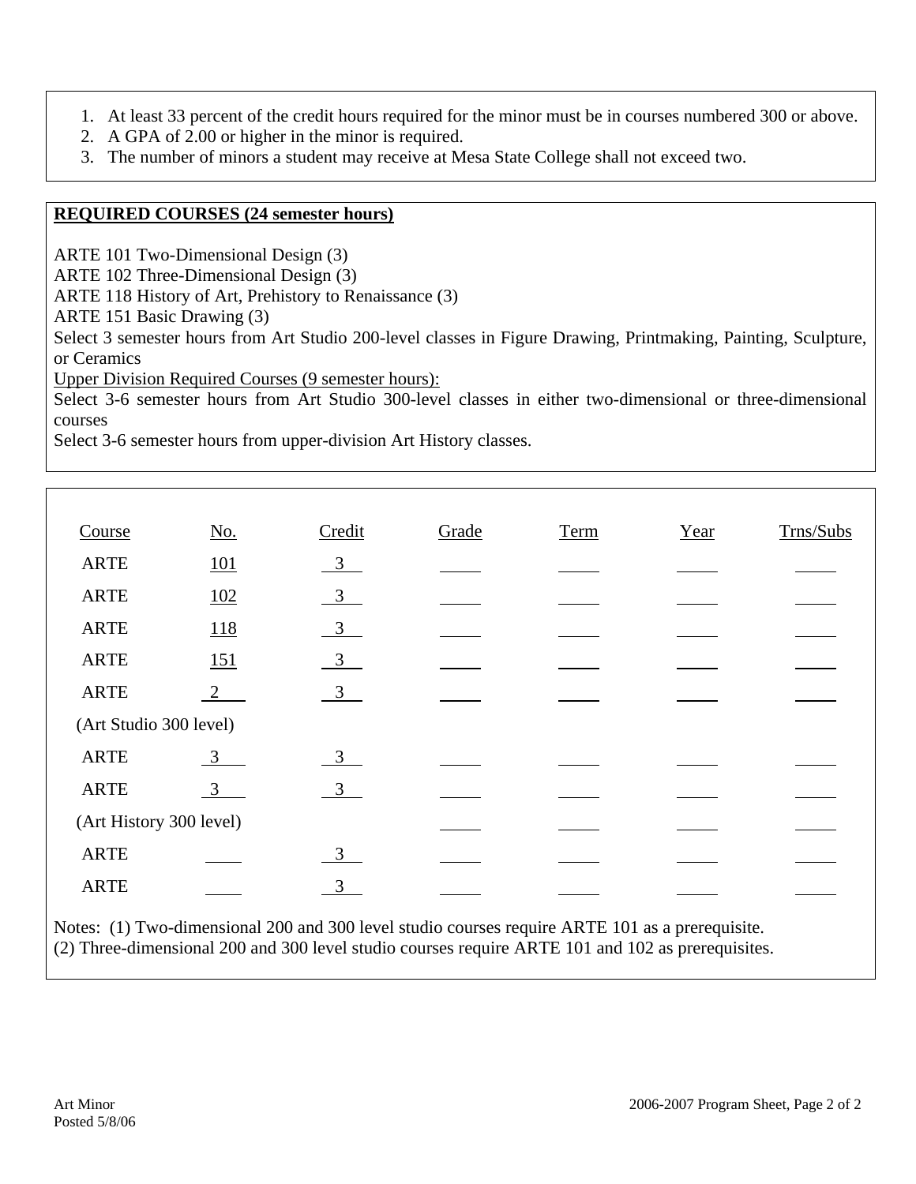1. At least 33 percent of the credit hours required for the minor must be in courses numbered 300 or above.
2. A GPA of 2.00 or higher in the minor is required.
3. The number of minors a student may receive at Mesa State College shall not exceed two.

**REQUIRED COURSES (24 semester hours)**

ARTE 101 Two-Dimensional Design (3)
ARTE 102 Three-Dimensional Design (3)
ARTE 118 History of Art, Prehistory to Renaissance (3)
ARTE 151 Basic Drawing (3)
Select 3 semester hours from Art Studio 200-level classes in Figure Drawing, Printmaking, Painting, Sculpture, or Ceramics
Upper Division Required Courses (9 semester hours):
Select 3-6 semester hours from Art Studio 300-level classes in either two-dimensional or three-dimensional courses
Select 3-6 semester hours from upper-division Art History classes.

| Course | No. | Credit | Grade | Term | Year | Trns/Subs |
|---|---|---|---|---|---|---|
| ARTE | 101 | 3 | | | | |
| ARTE | 102 | 3 | | | | |
| ARTE | 118 | 3 | | | | |
| ARTE | 151 | 3 | | | | |
| ARTE | 2 | 3 | | | | |
| (Art Studio 300 level) | | | | | | |
| ARTE | 3 | 3 | | | | |
| ARTE | 3 | 3 | | | | |
| (Art History 300 level) | | | | | | |
| ARTE | | 3 | | | | |
| ARTE | | 3 | | | | |

Notes: (1) Two-dimensional 200 and 300 level studio courses require ARTE 101 as a prerequisite.
(2) Three-dimensional 200 and 300 level studio courses require ARTE 101 and 102 as prerequisites.

Art Minor
Posted 5/8/06